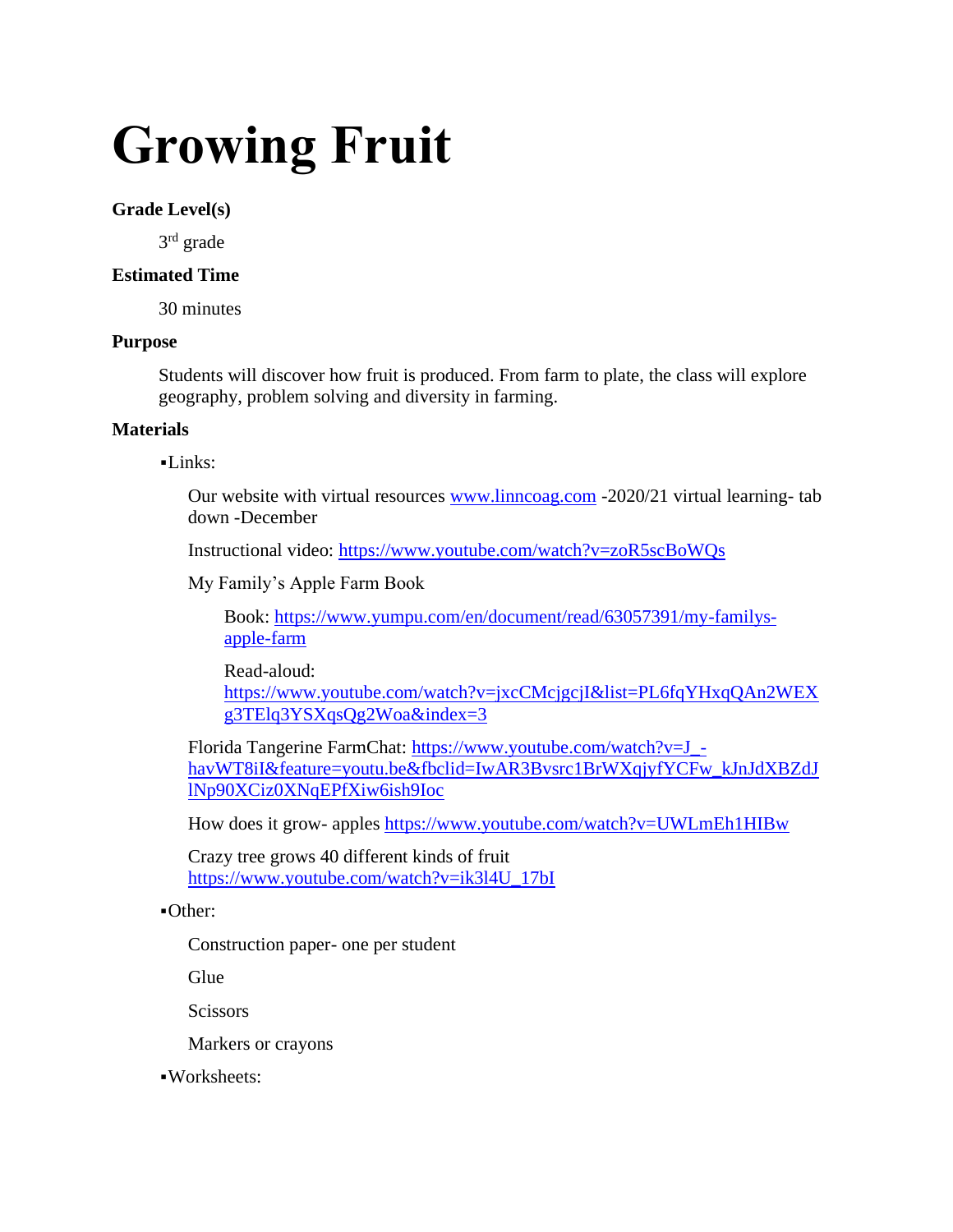# Growing Fruit

**Grade Level(s)**

3rd grade

**Estimated Time**

30 minutes

**Purpose**

Students will discover how fruit is produced. From farm to plate, the class will explore geography, problem solving and diversity in farming.

**Materials**

▪Links:

Our website with virtual resources www.linncoag.com -2020/21 virtual learning- tab down -December

Instructional video: https://www.youtube.com/watch?v=zoR5scBoWQs

My Family's Apple Farm Book

Book: https://www.yumpu.com/en/document/read/63057391/my-familys-apple-farm

Read-aloud: https://www.youtube.com/watch?v=jxcCMcjgcjI&list=PL6fqYHxqQAn2WEXg3TElq3YSXqsQg2Woa&index=3

Florida Tangerine FarmChat: https://www.youtube.com/watch?v=J_-havWT8iI&feature=youtu.be&fbclid=IwAR3Bvsrc1BrWXqjyfYCFw_kJnJdXBZdJlNp90XCiz0XNqEPfXiw6ish9Ioc

How does it grow- apples https://www.youtube.com/watch?v=UWLmEh1HIBw

Crazy tree grows 40 different kinds of fruit https://www.youtube.com/watch?v=ik3l4U_17bI

▪Other:

Construction paper- one per student

Glue

Scissors

Markers or crayons

▪Worksheets: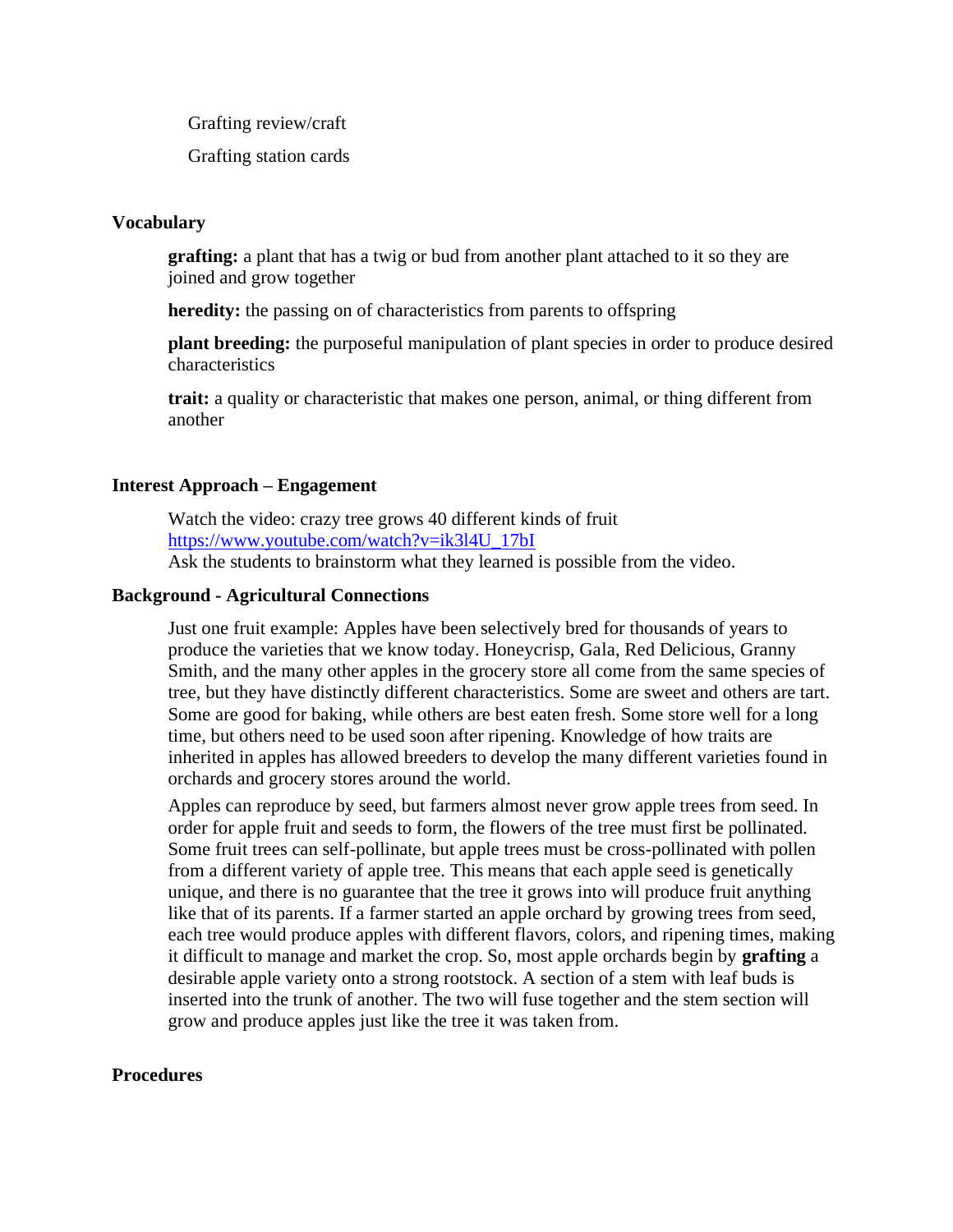Grafting review/craft

Grafting station cards

### Vocabulary

**grafting:** a plant that has a twig or bud from another plant attached to it so they are joined and grow together

**heredity:** the passing on of characteristics from parents to offspring

**plant breeding:** the purposeful manipulation of plant species in order to produce desired characteristics

**trait:** a quality or characteristic that makes one person, animal, or thing different from another

### Interest Approach – Engagement

Watch the video: crazy tree grows 40 different kinds of fruit
[https://www.youtube.com/watch?v=ik3l4U_17bI](https://www.youtube.com/watch?v=ik3l4U_17bI)
Ask the students to brainstorm what they learned is possible from the video.

### Background - Agricultural Connections

Just one fruit example: Apples have been selectively bred for thousands of years to produce the varieties that we know today. Honeycrisp, Gala, Red Delicious, Granny Smith, and the many other apples in the grocery store all come from the same species of tree, but they have distinctly different characteristics. Some are sweet and others are tart. Some are good for baking, while others are best eaten fresh. Some store well for a long time, but others need to be used soon after ripening. Knowledge of how traits are inherited in apples has allowed breeders to develop the many different varieties found in orchards and grocery stores around the world.

Apples can reproduce by seed, but farmers almost never grow apple trees from seed. In order for apple fruit and seeds to form, the flowers of the tree must first be pollinated. Some fruit trees can self-pollinate, but apple trees must be cross-pollinated with pollen from a different variety of apple tree. This means that each apple seed is genetically unique, and there is no guarantee that the tree it grows into will produce fruit anything like that of its parents. If a farmer started an apple orchard by growing trees from seed, each tree would produce apples with different flavors, colors, and ripening times, making it difficult to manage and market the crop. So, most apple orchards begin by **grafting** a desirable apple variety onto a strong rootstock. A section of a stem with leaf buds is inserted into the trunk of another. The two will fuse together and the stem section will grow and produce apples just like the tree it was taken from.

### Procedures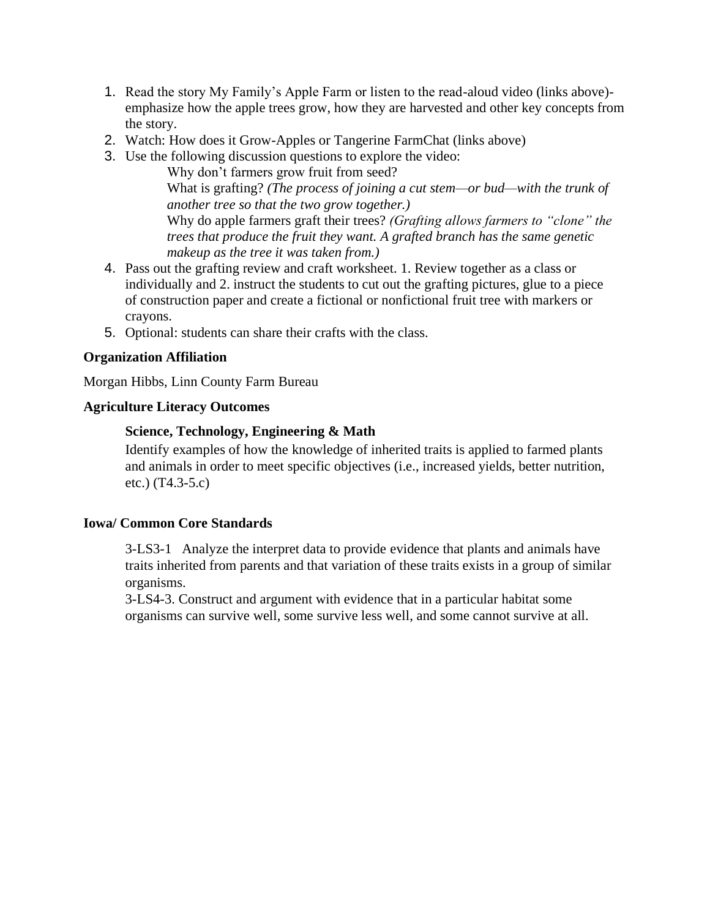1. Read the story My Family's Apple Farm or listen to the read-aloud video (links above)- emphasize how the apple trees grow, how they are harvested and other key concepts from the story.
2. Watch: How does it Grow-Apples or Tangerine FarmChat (links above)
3. Use the following discussion questions to explore the video:

   Why don't farmers grow fruit from seed?

   What is grafting? *(The process of joining a cut stem—or bud—with the trunk of another tree so that the two grow together.)*

   Why do apple farmers graft their trees? *(Grafting allows farmers to "clone" the trees that produce the fruit they want. A grafted branch has the same genetic makeup as the tree it was taken from.)*
4. Pass out the grafting review and craft worksheet. 1. Review together as a class or individually and 2. instruct the students to cut out the grafting pictures, glue to a piece of construction paper and create a fictional or nonfictional fruit tree with markers or crayons.
5. Optional: students can share their crafts with the class.

**Organization Affiliation**

Morgan Hibbs, Linn County Farm Bureau

**Agriculture Literacy Outcomes**

**Science, Technology, Engineering & Math**

Identify examples of how the knowledge of inherited traits is applied to farmed plants and animals in order to meet specific objectives (i.e., increased yields, better nutrition, etc.) (T4.3-5.c)

**Iowa/ Common Core Standards**

3-LS3-1 Analyze the interpret data to provide evidence that plants and animals have traits inherited from parents and that variation of these traits exists in a group of similar organisms.

3-LS4-3. Construct and argument with evidence that in a particular habitat some organisms can survive well, some survive less well, and some cannot survive at all.